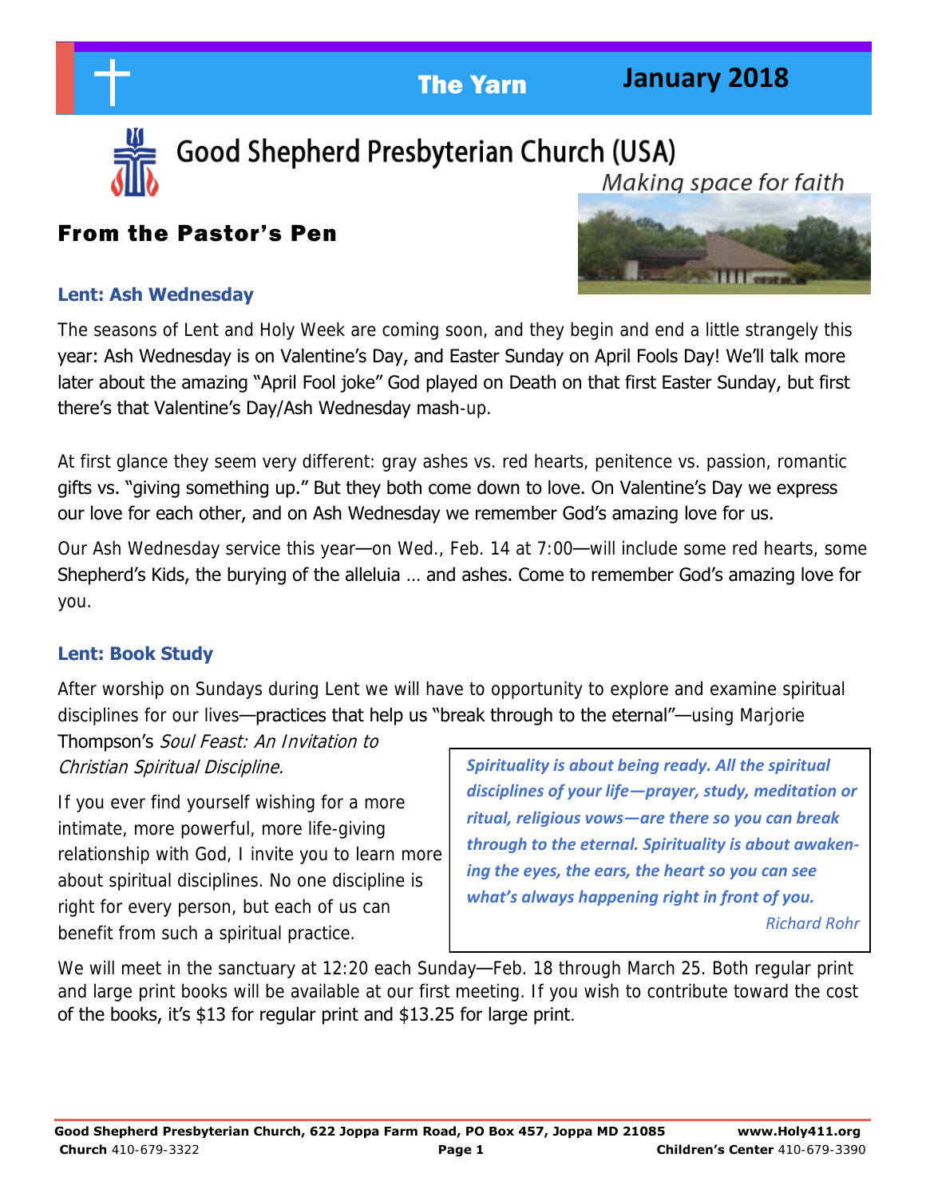# The Yarn — January 2018

## Good Shepherd Presbyterian Church (USA)

*Making space for faith*

## From the Pastor's Pen

### Lent: Ash Wednesday

The seasons of Lent and Holy Week are coming soon, and they begin and end a little strangely this year: Ash Wednesday is on Valentine's Day, and Easter Sunday on April Fools Day! We'll talk more later about the amazing "April Fool joke" God played on Death on that first Easter Sunday, but first there's that Valentine's Day/Ash Wednesday mash-up.

At first glance they seem very different: gray ashes vs. red hearts, penitence vs. passion, romantic gifts vs. "giving something up." But they both come down to love. On Valentine's Day we express our love for each other, and on Ash Wednesday we remember God's amazing love for us.

Our Ash Wednesday service this year—on Wed., Feb. 14 at 7:00—will include some red hearts, some Shepherd's Kids, the burying of the alleluia … and ashes. Come to remember God's amazing love for you.

### Lent: Book Study

After worship on Sundays during Lent we will have to opportunity to explore and examine spiritual disciplines for our lives—practices that help us "break through to the eternal"—using Marjorie Thompson's *Soul Feast: An Invitation to Christian Spiritual Discipline.*

If you ever find yourself wishing for a more intimate, more powerful, more life-giving relationship with God, I invite you to learn more about spiritual disciplines. No one discipline is right for every person, but each of us can benefit from such a spiritual practice.

> ***Spirituality is about being ready. All the spiritual disciplines of your life—prayer, study, meditation or ritual, religious vows—are there so you can break through to the eternal. Spirituality is about awakening the eyes, the ears, the heart so you can see what's always happening right in front of you.***
>
> *Richard Rohr*

We will meet in the sanctuary at 12:20 each Sunday—Feb. 18 through March 25. Both regular print and large print books will be available at our first meeting. If you wish to contribute toward the cost of the books, it's $13 for regular print and $13.25 for large print.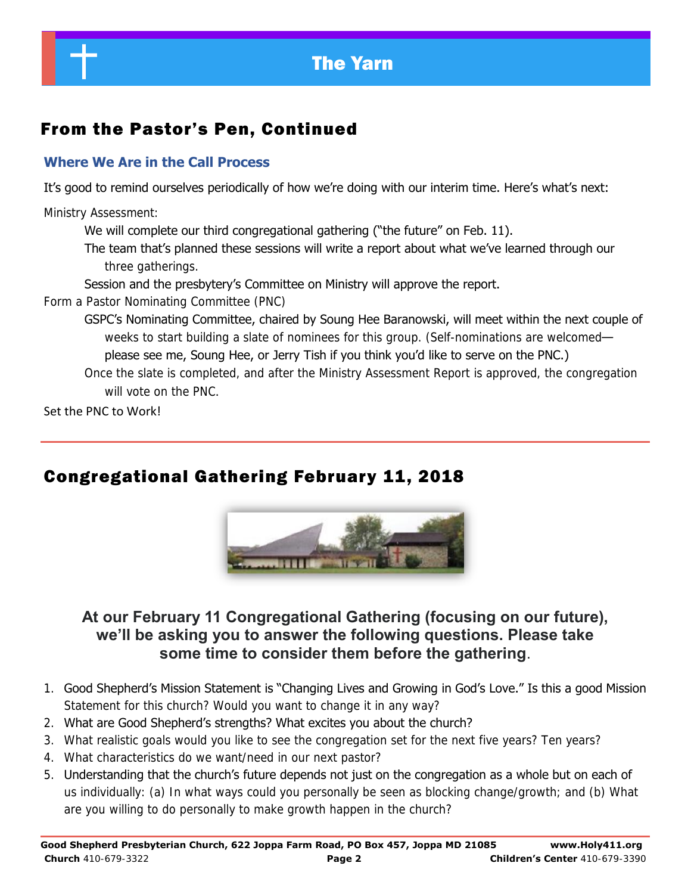## From the Pastor's Pen, Continued

### Where We Are in the Call Process

It's good to remind ourselves periodically of how we're doing with our interim time. Here's what's next:

Ministry Assessment:

- We will complete our third congregational gathering ("the future" on Feb. 11).
- The team that's planned these sessions will write a report about what we've learned through our three gatherings.
- Session and the presbytery's Committee on Ministry will approve the report.

Form a Pastor Nominating Committee (PNC)

- GSPC's Nominating Committee, chaired by Soung Hee Baranowski, will meet within the next couple of weeks to start building a slate of nominees for this group. (Self-nominations are welcomed—please see me, Soung Hee, or Jerry Tish if you think you'd like to serve on the PNC.)
- Once the slate is completed, and after the Ministry Assessment Report is approved, the congregation will vote on the PNC.

Set the PNC to Work!

## Congregational Gathering February 11, 2018

**At our February 11 Congregational Gathering (focusing on our future), we'll be asking you to answer the following questions. Please take some time to consider them before the gathering.**

1. Good Shepherd's Mission Statement is "Changing Lives and Growing in God's Love." Is this a good Mission Statement for this church? Would you want to change it in any way?
2. What are Good Shepherd's strengths? What excites you about the church?
3. What realistic goals would you like to see the congregation set for the next five years? Ten years?
4. What characteristics do we want/need in our next pastor?
5. Understanding that the church's future depends not just on the congregation as a whole but on each of us individually: (a) In what ways could you personally be seen as blocking change/growth; and (b) What are you willing to do personally to make growth happen in the church?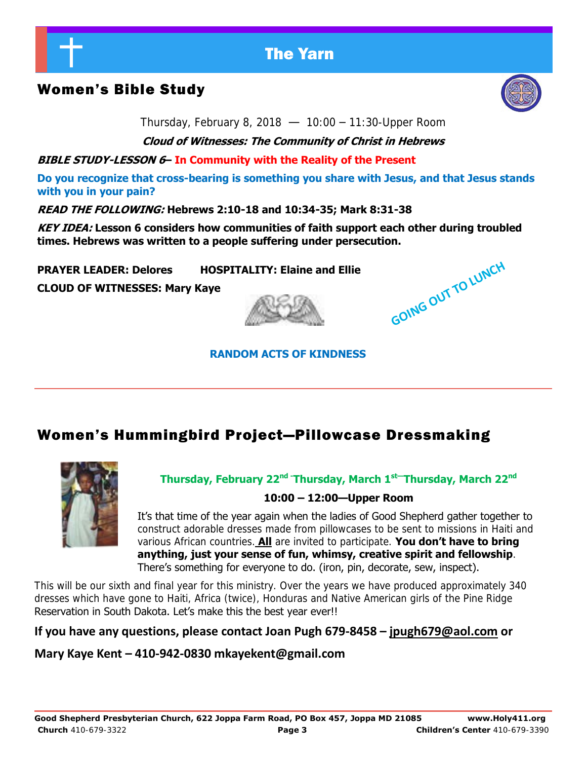# The Yarn

## Women's Bible Study

Thursday, February 8, 2018 — 10:00 – 11:30-Upper Room

***Cloud of Witnesses: The Community of Christ in Hebrews***

***BIBLE STUDY-LESSON 6*– In Community with the Reality of the Present**

**Do you recognize that cross-bearing is something you share with Jesus, and that Jesus stands with you in your pain?**

***READ THE FOLLOWING:* Hebrews 2:10-18 and 10:34-35; Mark 8:31-38**

***KEY IDEA:* Lesson 6 considers how communities of faith support each other during troubled times. Hebrews was written to a people suffering under persecution.**

**PRAYER LEADER: Delores** **HOSPITALITY: Elaine and Ellie**

**CLOUD OF WITNESSES: Mary Kaye**

**GOING OUT TO LUNCH**

**RANDOM ACTS OF KINDNESS**

## Women's Hummingbird Project—Pillowcase Dressmaking

**Thursday, February 22nd -Thursday, March 1st—Thursday, March 22nd**

**10:00 – 12:00—Upper Room**

It's that time of the year again when the ladies of Good Shepherd gather together to construct adorable dresses made from pillowcases to be sent to missions in Haiti and various African countries. **All** are invited to participate. **You don't have to bring anything, just your sense of fun, whimsy, creative spirit and fellowship**. There's something for everyone to do. (iron, pin, decorate, sew, inspect).

This will be our sixth and final year for this ministry. Over the years we have produced approximately 340 dresses which have gone to Haiti, Africa (twice), Honduras and Native American girls of the Pine Ridge Reservation in South Dakota. Let's make this the best year ever!!

**If you have any questions, please contact Joan Pugh 679-8458 – jpugh679@aol.com or**

**Mary Kaye Kent – 410-942-0830 mkayekent@gmail.com**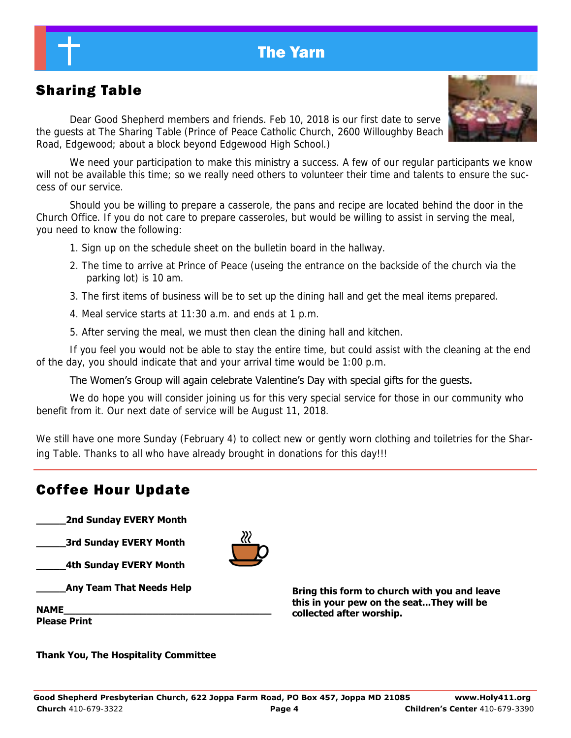# The Yarn

## Sharing Table

Dear Good Shepherd members and friends. Feb 10, 2018 is our first date to serve the guests at The Sharing Table (Prince of Peace Catholic Church, 2600 Willoughby Beach Road, Edgewood; about a block beyond Edgewood High School.)

We need your participation to make this ministry a success. A few of our regular participants we know will not be available this time; so we really need others to volunteer their time and talents to ensure the success of our service.

Should you be willing to prepare a casserole, the pans and recipe are located behind the door in the Church Office. If you do not care to prepare casseroles, but would be willing to assist in serving the meal, you need to know the following:

1. Sign up on the schedule sheet on the bulletin board in the hallway.
2. The time to arrive at Prince of Peace (useing the entrance on the backside of the church via the parking lot) is 10 am.
3. The first items of business will be to set up the dining hall and get the meal items prepared.
4. Meal service starts at 11:30 a.m. and ends at 1 p.m.
5. After serving the meal, we must then clean the dining hall and kitchen.

If you feel you would not be able to stay the entire time, but could assist with the cleaning at the end of the day, you should indicate that and your arrival time would be 1:00 p.m.

The Women's Group will again celebrate Valentine's Day with special gifts for the guests.

We do hope you will consider joining us for this very special service for those in our community who benefit from it. Our next date of service will be August 11, 2018.

We still have one more Sunday (February 4) to collect new or gently worn clothing and toiletries for the Sharing Table. Thanks to all who have already brought in donations for this day!!!

## Coffee Hour Update

**_____2nd Sunday EVERY Month**

**_____3rd Sunday EVERY Month**

**_____4th Sunday EVERY Month**

**_____Any Team That Needs Help**

**NAME_______________________________________**
**Please Print**

**Bring this form to church with you and leave this in your pew on the seat...They will be collected after worship.**

**Thank You, The Hospitality Committee**

**Good Shepherd Presbyterian Church, 622 Joppa Farm Road, PO Box 457, Joppa MD 21085** **www.Holy411.org**
**Church** 410-679-3322 **Children's Center** 410-679-3390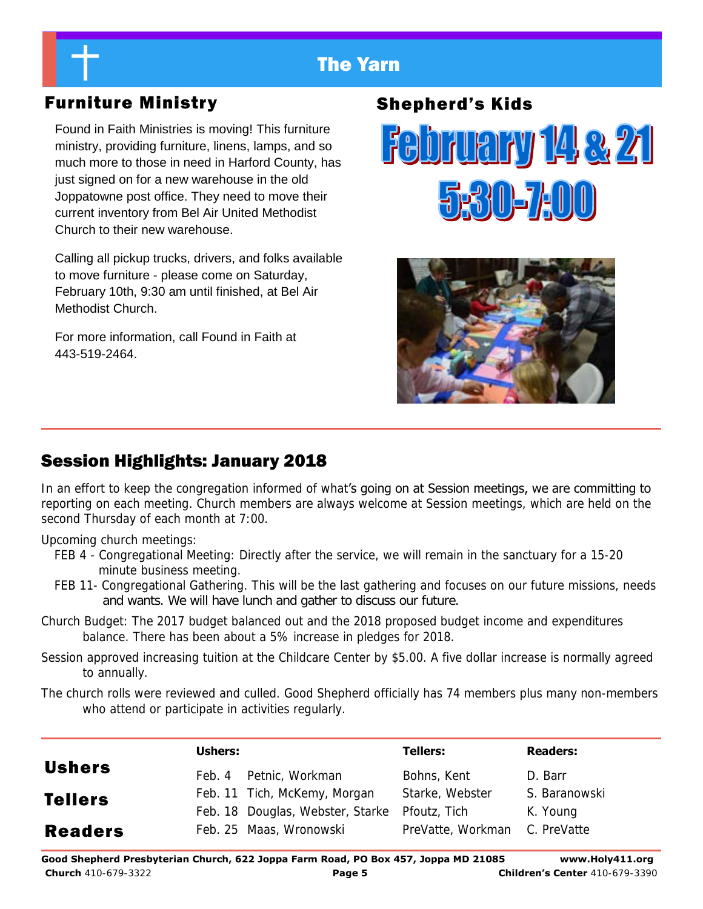# The Yarn

## Furniture Ministry

Found in Faith Ministries is moving! This furniture ministry, providing furniture, linens, lamps, and so much more to those in need in Harford County, has just signed on for a new warehouse in the old Joppatowne post office. They need to move their current inventory from Bel Air United Methodist Church to their new warehouse.

Calling all pickup trucks, drivers, and folks available to move furniture - please come on Saturday, February 10th, 9:30 am until finished, at Bel Air Methodist Church.

For more information, call Found in Faith at 443-519-2464.

## Shepherd's Kids

**February 14 & 21**

**5:30-7:00**

## Session Highlights: January 2018

In an effort to keep the congregation informed of what's going on at Session meetings, we are committing to reporting on each meeting. Church members are always welcome at Session meetings, which are held on the second Thursday of each month at 7:00.

Upcoming church meetings:

- FEB 4 - Congregational Meeting: Directly after the service, we will remain in the sanctuary for a 15-20 minute business meeting.
- FEB 11- Congregational Gathering. This will be the last gathering and focuses on our future missions, needs and wants. We will have lunch and gather to discuss our future.

Church Budget: The 2017 budget balanced out and the 2018 proposed budget income and expenditures balance. There has been about a 5% increase in pledges for 2018.

Session approved increasing tuition at the Childcare Center by $5.00. A five dollar increase is normally agreed to annually.

The church rolls were reviewed and culled. Good Shepherd officially has 74 members plus many non-members who attend or participate in activities regularly.

## Ushers Tellers Readers

| Date | Ushers: | Tellers: | Readers: |
|---|---|---|---|
| Feb. 4 | Petnic, Workman | Bohns, Kent | D. Barr |
| Feb. 11 | Tich, McKemy, Morgan | Starke, Webster | S. Baranowski |
| Feb. 18 | Douglas, Webster, Starke | Pfoutz, Tich | K. Young |
| Feb. 25 | Maas, Wronowski | PreVatte, Workman | C. PreVatte |

**Good Shepherd Presbyterian Church, 622 Joppa Farm Road, PO Box 457, Joppa MD 21085** **www.Holy411.org**
**Church** 410-679-3322 **Children's Center** 410-679-3390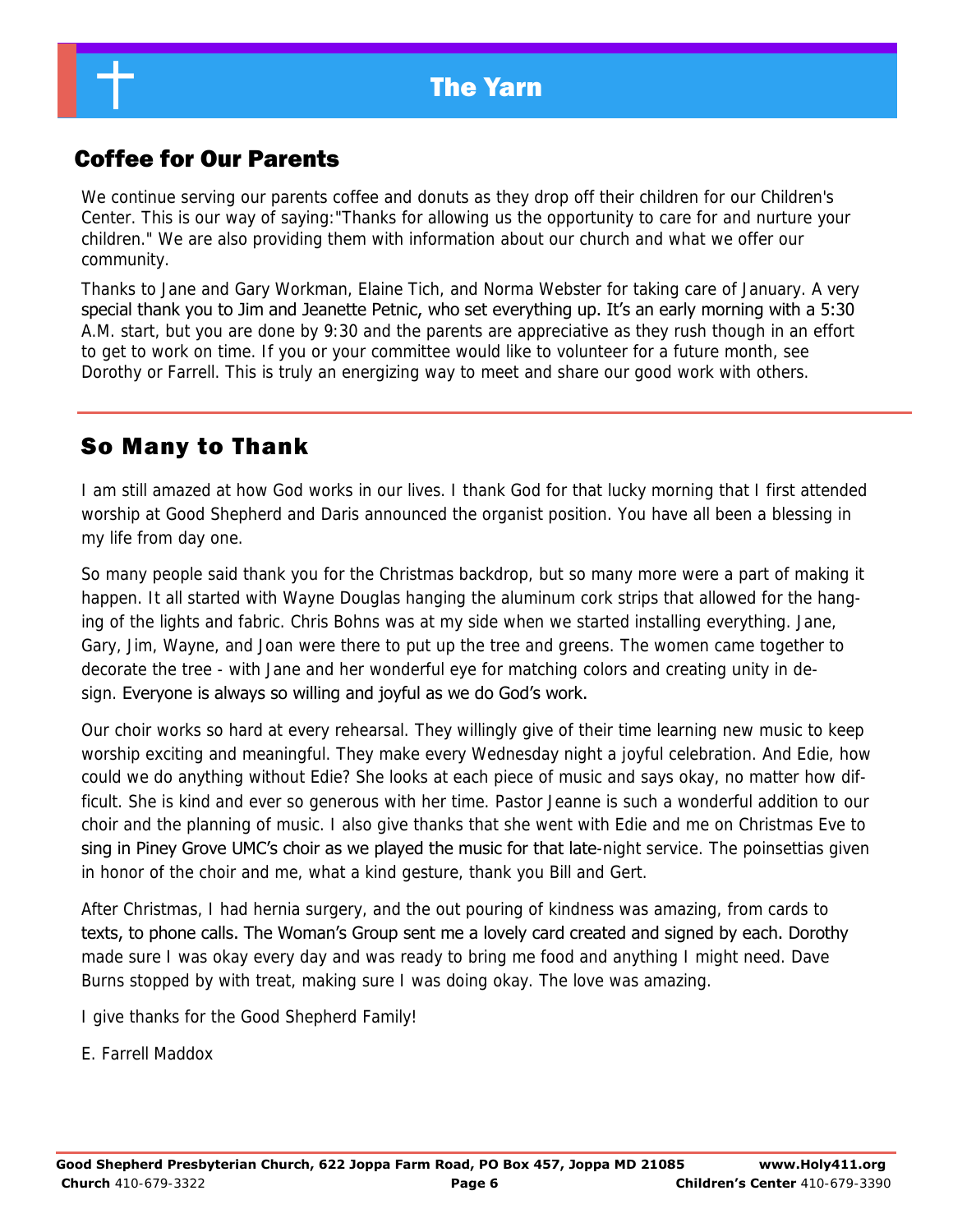## Coffee for Our Parents

We continue serving our parents coffee and donuts as they drop off their children for our Children's Center. This is our way of saying:"Thanks for allowing us the opportunity to care for and nurture your children." We are also providing them with information about our church and what we offer our community.

Thanks to Jane and Gary Workman, Elaine Tich, and Norma Webster for taking care of January. A very special thank you to Jim and Jeanette Petnic, who set everything up. It's an early morning with a 5:30 A.M. start, but you are done by 9:30 and the parents are appreciative as they rush though in an effort to get to work on time. If you or your committee would like to volunteer for a future month, see Dorothy or Farrell. This is truly an energizing way to meet and share our good work with others.

## So Many to Thank

I am still amazed at how God works in our lives. I thank God for that lucky morning that I first attended worship at Good Shepherd and Daris announced the organist position. You have all been a blessing in my life from day one.

So many people said thank you for the Christmas backdrop, but so many more were a part of making it happen. It all started with Wayne Douglas hanging the aluminum cork strips that allowed for the hanging of the lights and fabric. Chris Bohns was at my side when we started installing everything. Jane, Gary, Jim, Wayne, and Joan were there to put up the tree and greens. The women came together to decorate the tree - with Jane and her wonderful eye for matching colors and creating unity in design. Everyone is always so willing and joyful as we do God's work.

Our choir works so hard at every rehearsal. They willingly give of their time learning new music to keep worship exciting and meaningful. They make every Wednesday night a joyful celebration. And Edie, how could we do anything without Edie? She looks at each piece of music and says okay, no matter how difficult. She is kind and ever so generous with her time. Pastor Jeanne is such a wonderful addition to our choir and the planning of music. I also give thanks that she went with Edie and me on Christmas Eve to sing in Piney Grove UMC's choir as we played the music for that late-night service. The poinsettias given in honor of the choir and me, what a kind gesture, thank you Bill and Gert.

After Christmas, I had hernia surgery, and the out pouring of kindness was amazing, from cards to texts, to phone calls. The Woman's Group sent me a lovely card created and signed by each. Dorothy made sure I was okay every day and was ready to bring me food and anything I might need. Dave Burns stopped by with treat, making sure I was doing okay. The love was amazing.

I give thanks for the Good Shepherd Family!

E. Farrell Maddox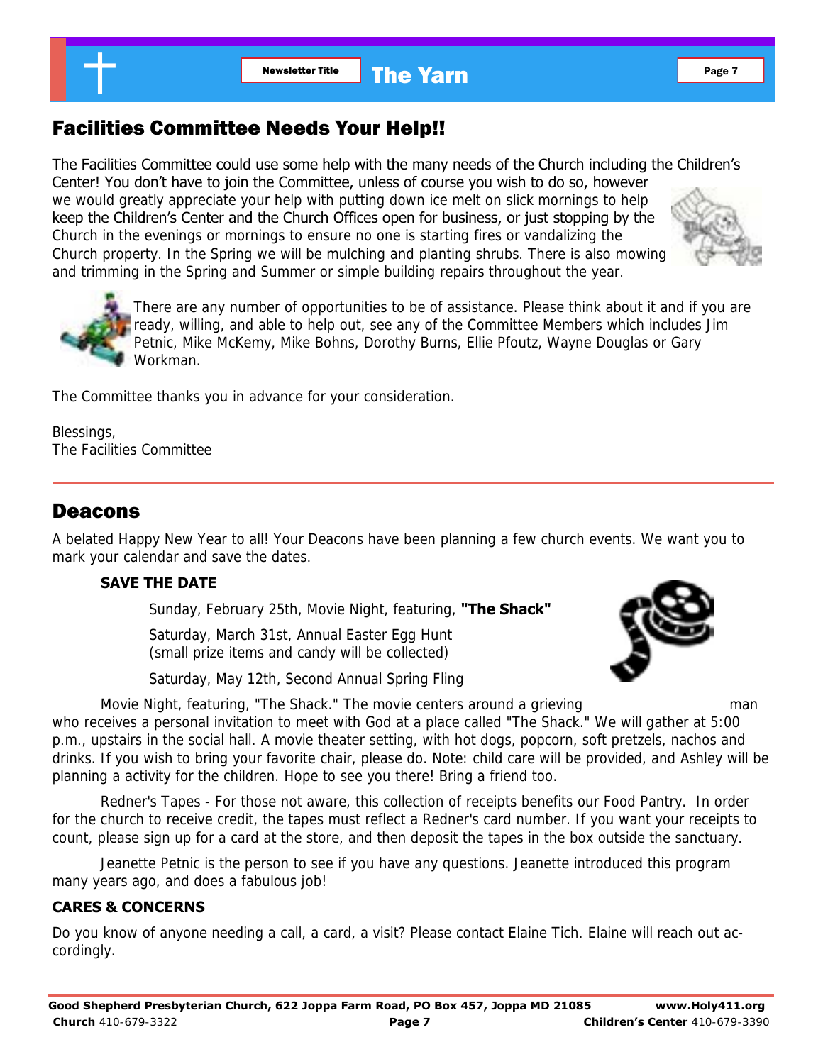## Facilities Committee Needs Your Help!!

The Facilities Committee could use some help with the many needs of the Church including the Children's Center! You don't have to join the Committee, unless of course you wish to do so, however we would greatly appreciate your help with putting down ice melt on slick mornings to help keep the Children's Center and the Church Offices open for business, or just stopping by the Church in the evenings or mornings to ensure no one is starting fires or vandalizing the Church property. In the Spring we will be mulching and planting shrubs. There is also mowing and trimming in the Spring and Summer or simple building repairs throughout the year.

There are any number of opportunities to be of assistance. Please think about it and if you are ready, willing, and able to help out, see any of the Committee Members which includes Jim Petnic, Mike McKemy, Mike Bohns, Dorothy Burns, Ellie Pfoutz, Wayne Douglas or Gary Workman.

The Committee thanks you in advance for your consideration.

Blessings,
The Facilities Committee

## Deacons

A belated Happy New Year to all! Your Deacons have been planning a few church events. We want you to mark your calendar and save the dates.

**SAVE THE DATE**

Sunday, February 25th, Movie Night, featuring, **"The Shack"**

Saturday, March 31st, Annual Easter Egg Hunt
(small prize items and candy will be collected)

Saturday, May 12th, Second Annual Spring Fling

Movie Night, featuring, "The Shack." The movie centers around a grieving man who receives a personal invitation to meet with God at a place called "The Shack." We will gather at 5:00 p.m., upstairs in the social hall. A movie theater setting, with hot dogs, popcorn, soft pretzels, nachos and drinks. If you wish to bring your favorite chair, please do. Note: child care will be provided, and Ashley will be planning a activity for the children. Hope to see you there! Bring a friend too.

Redner's Tapes - For those not aware, this collection of receipts benefits our Food Pantry. In order for the church to receive credit, the tapes must reflect a Redner's card number. If you want your receipts to count, please sign up for a card at the store, and then deposit the tapes in the box outside the sanctuary.

Jeanette Petnic is the person to see if you have any questions. Jeanette introduced this program many years ago, and does a fabulous job!

**CARES & CONCERNS**

Do you know of anyone needing a call, a card, a visit? Please contact Elaine Tich. Elaine will reach out accordingly.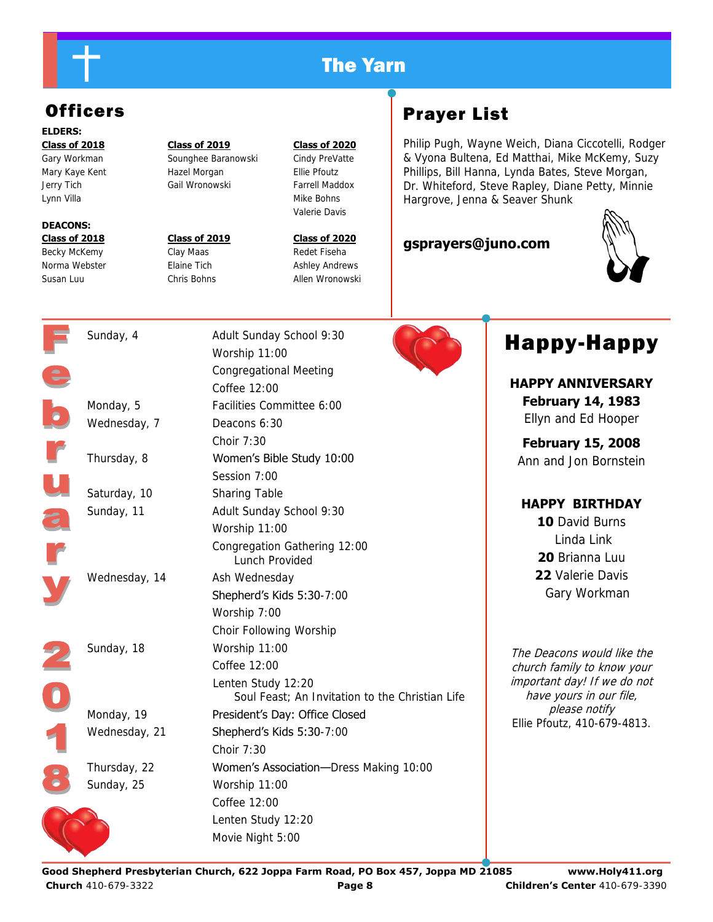# The Yarn

## Officers

**ELDERS:**

| Class of 2018 | Class of 2019 | Class of 2020 |
|---|---|---|
| Gary Workman | Sounghee Baranowski | Cindy PreVatte |
| Mary Kaye Kent | Hazel Morgan | Ellie Pfoutz |
| Jerry Tich | Gail Wronowski | Farrell Maddox |
| Lynn Villa | | Mike Bohns |
| | | Valerie Davis |

**DEACONS:**

| Class of 2018 | Class of 2019 | Class of 2020 |
|---|---|---|
| Becky McKemy | Clay Maas | Redet Fiseha |
| Norma Webster | Elaine Tich | Ashley Andrews |
| Susan Luu | Chris Bohns | Allen Wronowski |

## Prayer List

Philip Pugh, Wayne Weich, Diana Ciccotelli, Rodger & Vyona Bultena, Ed Matthai, Mike McKemy, Suzy Phillips, Bill Hanna, Lynda Bates, Steve Morgan, Dr. Whiteford, Steve Rapley, Diane Petty, Minnie Hargrove, Jenna & Seaver Shunk

**gsprayers@juno.com**

## February 2018

| | |
|---|---|
| Sunday, 4 | Adult Sunday School 9:30<br>Worship 11:00<br>Congregational Meeting<br>Coffee 12:00 |
| Monday, 5 | Facilities Committee 6:00 |
| Wednesday, 7 | Deacons 6:30<br>Choir 7:30 |
| Thursday, 8 | Women's Bible Study 10:00<br>Session 7:00 |
| Saturday, 10 | Sharing Table |
| Sunday, 11 | Adult Sunday School 9:30<br>Worship 11:00<br>Congregation Gathering 12:00<br>Lunch Provided |
| Wednesday, 14 | Ash Wednesday<br>Shepherd's Kids 5:30-7:00<br>Worship 7:00<br>Choir Following Worship |
| Sunday, 18 | Worship 11:00<br>Coffee 12:00<br>Lenten Study 12:20<br>Soul Feast; An Invitation to the Christian Life |
| Monday, 19 | President's Day: Office Closed |
| Wednesday, 21 | Shepherd's Kids 5:30-7:00<br>Choir 7:30 |
| Thursday, 22 | Women's Association—Dress Making 10:00 |
| Sunday, 25 | Worship 11:00<br>Coffee 12:00<br>Lenten Study 12:20<br>Movie Night 5:00 |

## Happy-Happy

**HAPPY ANNIVERSARY**

**February 14, 1983**
Ellyn and Ed Hooper

**February 15, 2008**
Ann and Jon Bornstein

**HAPPY BIRTHDAY**

**10** David Burns
Linda Link
**20** Brianna Luu
**22** Valerie Davis
Gary Workman

*The Deacons would like the church family to know your important day! If we do not have yours in our file, please notify*
Ellie Pfoutz, 410-679-4813.

**Good Shepherd Presbyterian Church, 622 Joppa Farm Road, PO Box 457, Joppa MD 21085** **www.Holy411.org**
**Church** 410-679-3322 **Children's Center** 410-679-3390